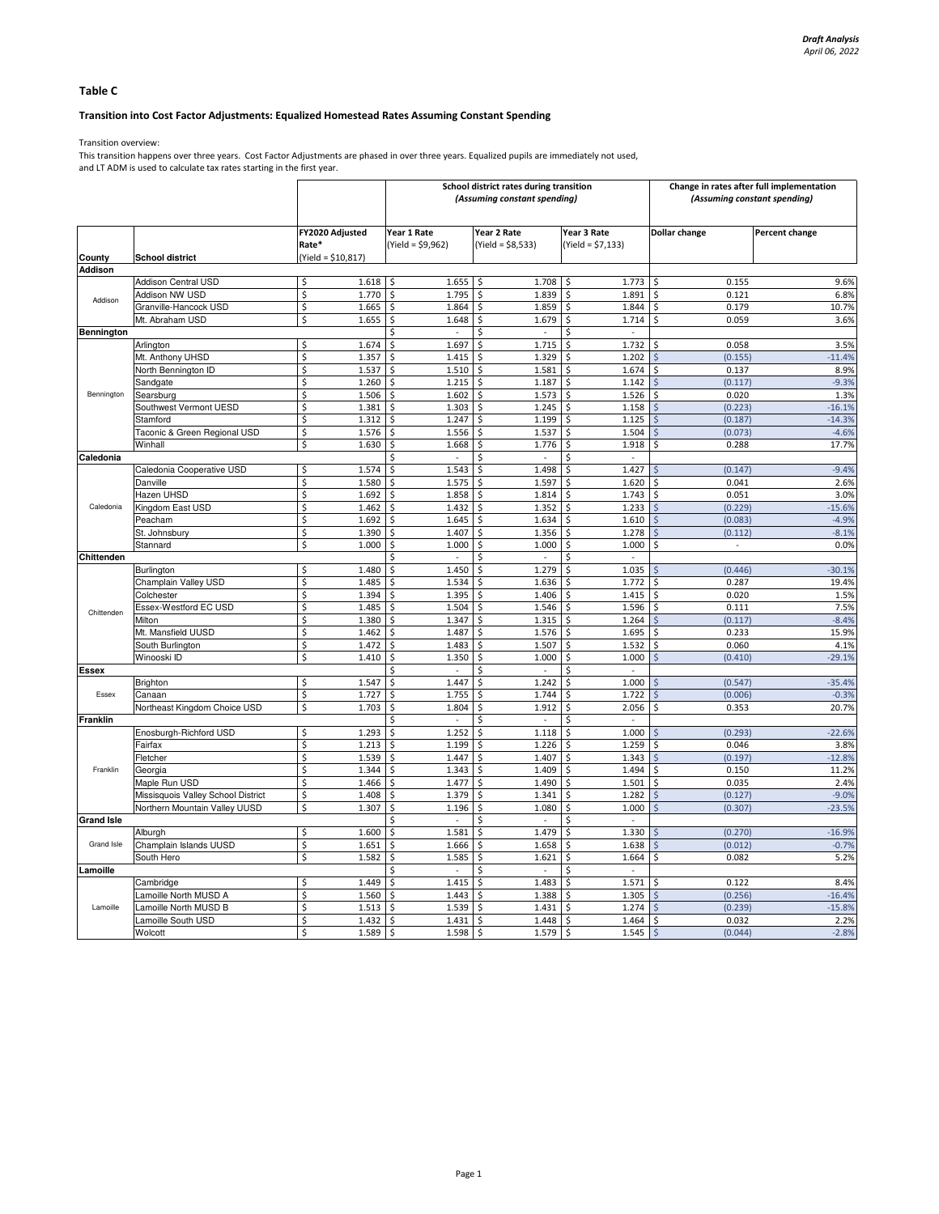*Draft Analysis*
*April 06, 2022*

## Table C

### Transition into Cost Factor Adjustments: Equalized Homestead Rates Assuming Constant Spending

Transition overview:
This transition happens over three years. Cost Factor Adjustments are phased in over three years. Equalized pupils are immediately not used, and LT ADM is used to calculate tax rates starting in the first year.

| | | | School district rates during transition (Assuming constant spending) | | | Change in rates after full implementation (Assuming constant spending) | |
|---|---|---|---|---|---|---|---|
| County | School district | FY2020 Adjusted Rate* (Yield = $10,817) | Year 1 Rate (Yield = $9,962) | Year 2 Rate (Yield = $8,533) | Year 3 Rate (Yield = $7,133) | Dollar change | Percent change |
| **Addison** | | | | | | | |
| Addison | Addison Central USD | $ 1.618 | $ 1.655 | $ 1.708 | $ 1.773 | $ 0.155 | 9.6% |
| | Addison NW USD | $ 1.770 | $ 1.795 | $ 1.839 | $ 1.891 | $ 0.121 | 6.8% |
| | Granville-Hancock USD | $ 1.665 | $ 1.864 | $ 1.859 | $ 1.844 | $ 0.179 | 10.7% |
| | Mt. Abraham USD | $ 1.655 | $ 1.648 | $ 1.679 | $ 1.714 | $ 0.059 | 3.6% |
| **Bennington** | | | $ - | $ - | $ - | | |
| Bennington | Arlington | $ 1.674 | $ 1.697 | $ 1.715 | $ 1.732 | $ 0.058 | 3.5% |
| | Mt. Anthony UHSD | $ 1.357 | $ 1.415 | $ 1.329 | $ 1.202 | $ (0.155) | -11.4% |
| | North Bennington ID | $ 1.537 | $ 1.510 | $ 1.581 | $ 1.674 | $ 0.137 | 8.9% |
| | Sandgate | $ 1.260 | $ 1.215 | $ 1.187 | $ 1.142 | $ (0.117) | -9.3% |
| | Searsburg | $ 1.506 | $ 1.602 | $ 1.573 | $ 1.526 | $ 0.020 | 1.3% |
| | Southwest Vermont UESD | $ 1.381 | $ 1.303 | $ 1.245 | $ 1.158 | $ (0.223) | -16.1% |
| | Stamford | $ 1.312 | $ 1.247 | $ 1.199 | $ 1.125 | $ (0.187) | -14.3% |
| | Taconic & Green Regional USD | $ 1.576 | $ 1.556 | $ 1.537 | $ 1.504 | $ (0.073) | -4.6% |
| | Winhall | $ 1.630 | $ 1.668 | $ 1.776 | $ 1.918 | $ 0.288 | 17.7% |
| **Caledonia** | | | $ - | $ - | $ - | | |
| Caledonia | Caledonia Cooperative USD | $ 1.574 | $ 1.543 | $ 1.498 | $ 1.427 | $ (0.147) | -9.4% |
| | Danville | $ 1.580 | $ 1.575 | $ 1.597 | $ 1.620 | $ 0.041 | 2.6% |
| | Hazen UHSD | $ 1.692 | $ 1.858 | $ 1.814 | $ 1.743 | $ 0.051 | 3.0% |
| | Kingdom East USD | $ 1.462 | $ 1.432 | $ 1.352 | $ 1.233 | $ (0.229) | -15.6% |
| | Peacham | $ 1.692 | $ 1.645 | $ 1.634 | $ 1.610 | $ (0.083) | -4.9% |
| | St. Johnsbury | $ 1.390 | $ 1.407 | $ 1.356 | $ 1.278 | $ (0.112) | -8.1% |
| | Stannard | $ 1.000 | $ 1.000 | $ 1.000 | $ 1.000 | $ - | 0.0% |
| **Chittenden** | | | $ - | $ - | $ - | | |
| Chittenden | Burlington | $ 1.480 | $ 1.450 | $ 1.279 | $ 1.035 | $ (0.446) | -30.1% |
| | Champlain Valley USD | $ 1.485 | $ 1.534 | $ 1.636 | $ 1.772 | $ 0.287 | 19.4% |
| | Colchester | $ 1.394 | $ 1.395 | $ 1.406 | $ 1.415 | $ 0.020 | 1.5% |
| | Essex-Westford EC USD | $ 1.485 | $ 1.504 | $ 1.546 | $ 1.596 | $ 0.111 | 7.5% |
| | Milton | $ 1.380 | $ 1.347 | $ 1.315 | $ 1.264 | $ (0.117) | -8.4% |
| | Mt. Mansfield UUSD | $ 1.462 | $ 1.487 | $ 1.576 | $ 1.695 | $ 0.233 | 15.9% |
| | South Burlington | $ 1.472 | $ 1.483 | $ 1.507 | $ 1.532 | $ 0.060 | 4.1% |
| | Winooski ID | $ 1.410 | $ 1.350 | $ 1.000 | $ 1.000 | $ (0.410) | -29.1% |
| **Essex** | | | $ - | $ - | $ - | | |
| Essex | Brighton | $ 1.547 | $ 1.447 | $ 1.242 | $ 1.000 | $ (0.547) | -35.4% |
| | Canaan | $ 1.727 | $ 1.755 | $ 1.744 | $ 1.722 | $ (0.006) | -0.3% |
| | Northeast Kingdom Choice USD | $ 1.703 | $ 1.804 | $ 1.912 | $ 2.056 | $ 0.353 | 20.7% |
| **Franklin** | | | $ - | $ - | $ - | | |
| Franklin | Enosburgh-Richford USD | $ 1.293 | $ 1.252 | $ 1.118 | $ 1.000 | $ (0.293) | -22.6% |
| | Fairfax | $ 1.213 | $ 1.199 | $ 1.226 | $ 1.259 | $ 0.046 | 3.8% |
| | Fletcher | $ 1.539 | $ 1.447 | $ 1.407 | $ 1.343 | $ (0.197) | -12.8% |
| | Georgia | $ 1.344 | $ 1.343 | $ 1.409 | $ 1.494 | $ 0.150 | 11.2% |
| | Maple Run USD | $ 1.466 | $ 1.477 | $ 1.490 | $ 1.501 | $ 0.035 | 2.4% |
| | Missisquois Valley School District | $ 1.408 | $ 1.379 | $ 1.341 | $ 1.282 | $ (0.127) | -9.0% |
| | Northern Mountain Valley UUSD | $ 1.307 | $ 1.196 | $ 1.080 | $ 1.000 | $ (0.307) | -23.5% |
| **Grand Isle** | | | $ - | $ - | $ - | | |
| Grand Isle | Alburgh | $ 1.600 | $ 1.581 | $ 1.479 | $ 1.330 | $ (0.270) | -16.9% |
| | Champlain Islands UUSD | $ 1.651 | $ 1.666 | $ 1.658 | $ 1.638 | $ (0.012) | -0.7% |
| | South Hero | $ 1.582 | $ 1.585 | $ 1.621 | $ 1.664 | $ 0.082 | 5.2% |
| **Lamoille** | | | $ - | $ - | $ - | | |
| Lamoille | Cambridge | $ 1.449 | $ 1.415 | $ 1.483 | $ 1.571 | $ 0.122 | 8.4% |
| | Lamoille North MUSD A | $ 1.560 | $ 1.443 | $ 1.388 | $ 1.305 | $ (0.256) | -16.4% |
| | Lamoille North MUSD B | $ 1.513 | $ 1.539 | $ 1.431 | $ 1.274 | $ (0.239) | -15.8% |
| | Lamoille South USD | $ 1.432 | $ 1.431 | $ 1.448 | $ 1.464 | $ 0.032 | 2.2% |
| | Wolcott | $ 1.589 | $ 1.598 | $ 1.579 | $ 1.545 | $ (0.044) | -2.8% |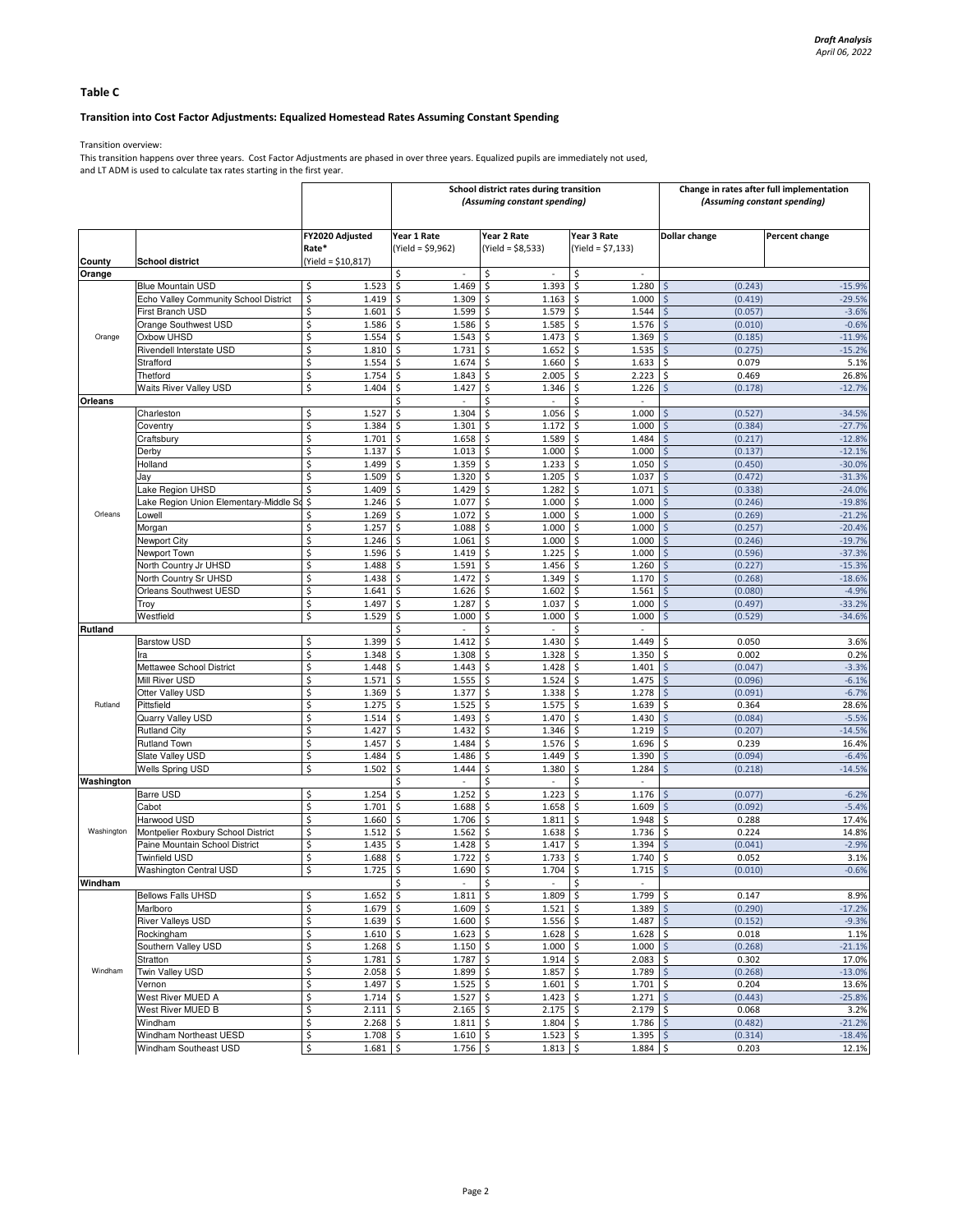*Draft Analysis*
*April 06, 2022*

## Table C

### Transition into Cost Factor Adjustments: Equalized Homestead Rates Assuming Constant Spending

Transition overview:
This transition happens over three years. Cost Factor Adjustments are phased in over three years. Equalized pupils are immediately not used, and LT ADM is used to calculate tax rates starting in the first year.

| | | | School district rates during transition *(Assuming constant spending)* | | | Change in rates after full implementation *(Assuming constant spending)* | |
|---|---|---|---|---|---|---|---|
| **County** | **School district** | FY2020 Adjusted Rate* (Yield = $10,817) | Year 1 Rate (Yield = $9,962) | Year 2 Rate (Yield = $8,533) | Year 3 Rate (Yield = $7,133) | Dollar change | Percent change |
| **Orange** | | | $ - | $ - | $ - | | |
| Orange | Blue Mountain USD | $ 1.523 | $ 1.469 | $ 1.393 | $ 1.280 | $ (0.243) | -15.9% |
| Orange | Echo Valley Community School District | $ 1.419 | $ 1.309 | $ 1.163 | $ 1.000 | $ (0.419) | -29.5% |
| Orange | First Branch USD | $ 1.601 | $ 1.599 | $ 1.579 | $ 1.544 | $ (0.057) | -3.6% |
| Orange | Orange Southwest USD | $ 1.586 | $ 1.586 | $ 1.585 | $ 1.576 | $ (0.010) | -0.6% |
| Orange | Oxbow UHSD | $ 1.554 | $ 1.543 | $ 1.473 | $ 1.369 | $ (0.185) | -11.9% |
| Orange | Rivendell Interstate USD | $ 1.810 | $ 1.731 | $ 1.652 | $ 1.535 | $ (0.275) | -15.2% |
| Orange | Strafford | $ 1.554 | $ 1.674 | $ 1.660 | $ 1.633 | $ 0.079 | 5.1% |
| Orange | Thetford | $ 1.754 | $ 1.843 | $ 2.005 | $ 2.223 | $ 0.469 | 26.8% |
| Orange | Waits River Valley USD | $ 1.404 | $ 1.427 | $ 1.346 | $ 1.226 | $ (0.178) | -12.7% |
| **Orleans** | | | $ - | $ - | $ - | | |
| Orleans | Charleston | $ 1.527 | $ 1.304 | $ 1.056 | $ 1.000 | $ (0.527) | -34.5% |
| Orleans | Coventry | $ 1.384 | $ 1.301 | $ 1.172 | $ 1.000 | $ (0.384) | -27.7% |
| Orleans | Craftsbury | $ 1.701 | $ 1.658 | $ 1.589 | $ 1.484 | $ (0.217) | -12.8% |
| Orleans | Derby | $ 1.137 | $ 1.013 | $ 1.000 | $ 1.000 | $ (0.137) | -12.1% |
| Orleans | Holland | $ 1.499 | $ 1.359 | $ 1.233 | $ 1.050 | $ (0.450) | -30.0% |
| Orleans | Jay | $ 1.509 | $ 1.320 | $ 1.205 | $ 1.037 | $ (0.472) | -31.3% |
| Orleans | Lake Region UHSD | $ 1.409 | $ 1.429 | $ 1.282 | $ 1.071 | $ (0.338) | -24.0% |
| Orleans | Lake Region Union Elementary-Middle Sc | $ 1.246 | $ 1.077 | $ 1.000 | $ 1.000 | $ (0.246) | -19.8% |
| Orleans | Lowell | $ 1.269 | $ 1.072 | $ 1.000 | $ 1.000 | $ (0.269) | -21.2% |
| Orleans | Morgan | $ 1.257 | $ 1.088 | $ 1.000 | $ 1.000 | $ (0.257) | -20.4% |
| Orleans | Newport City | $ 1.246 | $ 1.061 | $ 1.000 | $ 1.000 | $ (0.246) | -19.7% |
| Orleans | Newport Town | $ 1.596 | $ 1.419 | $ 1.225 | $ 1.000 | $ (0.596) | -37.3% |
| Orleans | North Country Jr UHSD | $ 1.488 | $ 1.591 | $ 1.456 | $ 1.260 | $ (0.227) | -15.3% |
| Orleans | North Country Sr UHSD | $ 1.438 | $ 1.472 | $ 1.349 | $ 1.170 | $ (0.268) | -18.6% |
| Orleans | Orleans Southwest UESD | $ 1.641 | $ 1.626 | $ 1.602 | $ 1.561 | $ (0.080) | -4.9% |
| Orleans | Troy | $ 1.497 | $ 1.287 | $ 1.037 | $ 1.000 | $ (0.497) | -33.2% |
| Orleans | Westfield | $ 1.529 | $ 1.000 | $ 1.000 | $ 1.000 | $ (0.529) | -34.6% |
| **Rutland** | | | $ - | $ - | $ - | | |
| Rutland | Barstow USD | $ 1.399 | $ 1.412 | $ 1.430 | $ 1.449 | $ 0.050 | 3.6% |
| Rutland | Ira | $ 1.348 | $ 1.308 | $ 1.328 | $ 1.350 | $ 0.002 | 0.2% |
| Rutland | Mettawee School District | $ 1.448 | $ 1.443 | $ 1.428 | $ 1.401 | $ (0.047) | -3.3% |
| Rutland | Mill River USD | $ 1.571 | $ 1.555 | $ 1.524 | $ 1.475 | $ (0.096) | -6.1% |
| Rutland | Otter Valley USD | $ 1.369 | $ 1.377 | $ 1.338 | $ 1.278 | $ (0.091) | -6.7% |
| Rutland | Pittsfield | $ 1.275 | $ 1.525 | $ 1.575 | $ 1.639 | $ 0.364 | 28.6% |
| Rutland | Quarry Valley USD | $ 1.514 | $ 1.493 | $ 1.470 | $ 1.430 | $ (0.084) | -5.5% |
| Rutland | Rutland City | $ 1.427 | $ 1.432 | $ 1.346 | $ 1.219 | $ (0.207) | -14.5% |
| Rutland | Rutland Town | $ 1.457 | $ 1.484 | $ 1.576 | $ 1.696 | $ 0.239 | 16.4% |
| Rutland | Slate Valley USD | $ 1.484 | $ 1.486 | $ 1.449 | $ 1.390 | $ (0.094) | -6.4% |
| Rutland | Wells Spring USD | $ 1.502 | $ 1.444 | $ 1.380 | $ 1.284 | $ (0.218) | -14.5% |
| **Washington** | | | $ - | $ - | $ - | | |
| Washington | Barre USD | $ 1.254 | $ 1.252 | $ 1.223 | $ 1.176 | $ (0.077) | -6.2% |
| Washington | Cabot | $ 1.701 | $ 1.688 | $ 1.658 | $ 1.609 | $ (0.092) | -5.4% |
| Washington | Harwood USD | $ 1.660 | $ 1.706 | $ 1.811 | $ 1.948 | $ 0.288 | 17.4% |
| Washington | Montpelier Roxbury School District | $ 1.512 | $ 1.562 | $ 1.638 | $ 1.736 | $ 0.224 | 14.8% |
| Washington | Paine Mountain School District | $ 1.435 | $ 1.428 | $ 1.417 | $ 1.394 | $ (0.041) | -2.9% |
| Washington | Twinfield USD | $ 1.688 | $ 1.722 | $ 1.733 | $ 1.740 | $ 0.052 | 3.1% |
| Washington | Washington Central USD | $ 1.725 | $ 1.690 | $ 1.704 | $ 1.715 | $ (0.010) | -0.6% |
| **Windham** | | | $ - | $ - | $ - | | |
| Windham | Bellows Falls UHSD | $ 1.652 | $ 1.811 | $ 1.809 | $ 1.799 | $ 0.147 | 8.9% |
| Windham | Marlboro | $ 1.679 | $ 1.609 | $ 1.521 | $ 1.389 | $ (0.290) | -17.2% |
| Windham | River Valleys USD | $ 1.639 | $ 1.600 | $ 1.556 | $ 1.487 | $ (0.152) | -9.3% |
| Windham | Rockingham | $ 1.610 | $ 1.623 | $ 1.628 | $ 1.628 | $ 0.018 | 1.1% |
| Windham | Southern Valley USD | $ 1.268 | $ 1.150 | $ 1.000 | $ 1.000 | $ (0.268) | -21.1% |
| Windham | Stratton | $ 1.781 | $ 1.787 | $ 1.914 | $ 2.083 | $ 0.302 | 17.0% |
| Windham | Twin Valley USD | $ 2.058 | $ 1.899 | $ 1.857 | $ 1.789 | $ (0.268) | -13.0% |
| Windham | Vernon | $ 1.497 | $ 1.525 | $ 1.601 | $ 1.701 | $ 0.204 | 13.6% |
| Windham | West River MUED A | $ 1.714 | $ 1.527 | $ 1.423 | $ 1.271 | $ (0.443) | -25.8% |
| Windham | West River MUED B | $ 2.111 | $ 2.165 | $ 2.175 | $ 2.179 | $ 0.068 | 3.2% |
| Windham | Windham | $ 2.268 | $ 1.811 | $ 1.804 | $ 1.786 | $ (0.482) | -21.2% |
| Windham | Windham Northeast UESD | $ 1.708 | $ 1.610 | $ 1.523 | $ 1.395 | $ (0.314) | -18.4% |
| Windham | Windham Southeast USD | $ 1.681 | $ 1.756 | $ 1.813 | $ 1.884 | $ 0.203 | 12.1% |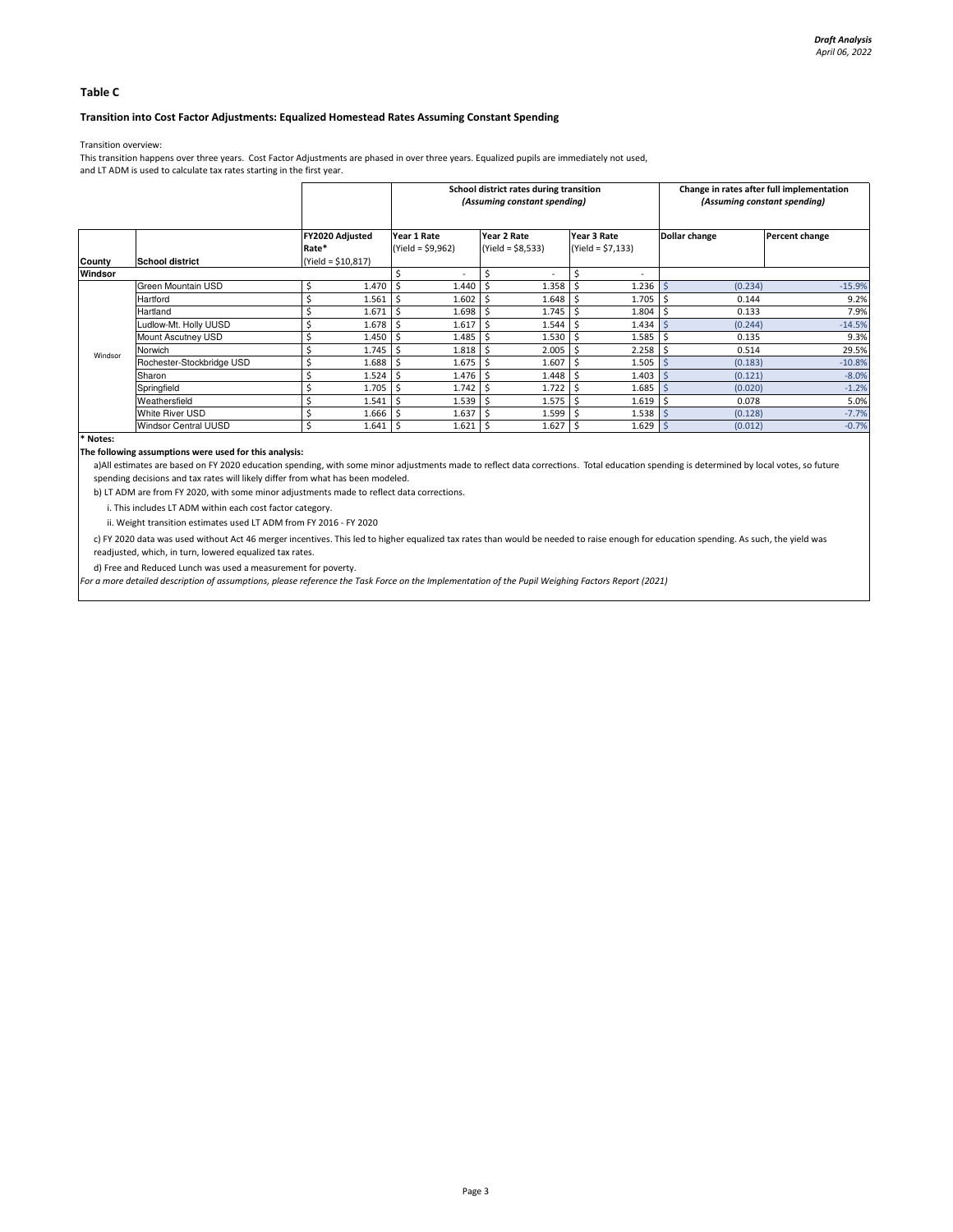*Draft Analysis*
*April 06, 2022*

### Table C

#### Transition into Cost Factor Adjustments: Equalized Homestead Rates Assuming Constant Spending

Transition overview:
This transition happens over three years. Cost Factor Adjustments are phased in over three years. Equalized pupils are immediately not used, and LT ADM is used to calculate tax rates starting in the first year.

| | | | School district rates during transition *(Assuming constant spending)* | | | Change in rates after full implementation *(Assuming constant spending)* | |
|---|---|---|---|---|---|---|---|
| **County** | **School district** | **FY2020 Adjusted Rate*** (Yield = $10,817) | **Year 1 Rate** (Yield = $9,962) | **Year 2 Rate** (Yield = $8,533) | **Year 3 Rate** (Yield = $7,133) | **Dollar change** | **Percent change** |
| **Windsor** | | | $ - | $ - | $ - | | |
| Windsor | Green Mountain USD | $ 1.470 | $ 1.440 | $ 1.358 | $ 1.236 | $ (0.234) | -15.9% |
| | Hartford | $ 1.561 | $ 1.602 | $ 1.648 | $ 1.705 | $ 0.144 | 9.2% |
| | Hartland | $ 1.671 | $ 1.698 | $ 1.745 | $ 1.804 | $ 0.133 | 7.9% |
| | Ludlow-Mt. Holly UUSD | $ 1.678 | $ 1.617 | $ 1.544 | $ 1.434 | $ (0.244) | -14.5% |
| | Mount Ascutney USD | $ 1.450 | $ 1.485 | $ 1.530 | $ 1.585 | $ 0.135 | 9.3% |
| | Norwich | $ 1.745 | $ 1.818 | $ 2.005 | $ 2.258 | $ 0.514 | 29.5% |
| | Rochester-Stockbridge USD | $ 1.688 | $ 1.675 | $ 1.607 | $ 1.505 | $ (0.183) | -10.8% |
| | Sharon | $ 1.524 | $ 1.476 | $ 1.448 | $ 1.403 | $ (0.121) | -8.0% |
| | Springfield | $ 1.705 | $ 1.742 | $ 1.722 | $ 1.685 | $ (0.020) | -1.2% |
| | Weathersfield | $ 1.541 | $ 1.539 | $ 1.575 | $ 1.619 | $ 0.078 | 5.0% |
| | White River USD | $ 1.666 | $ 1.637 | $ 1.599 | $ 1.538 | $ (0.128) | -7.7% |
| | Windsor Central UUSD | $ 1.641 | $ 1.621 | $ 1.627 | $ 1.629 | $ (0.012) | -0.7% |

**\* Notes:**

**The following assumptions were used for this analysis:**

a)All estimates are based on FY 2020 education spending, with some minor adjustments made to reflect data corrections. Total education spending is determined by local votes, so future spending decisions and tax rates will likely differ from what has been modeled.

b) LT ADM are from FY 2020, with some minor adjustments made to reflect data corrections.

i. This includes LT ADM within each cost factor category.

ii. Weight transition estimates used LT ADM from FY 2016 - FY 2020

c) FY 2020 data was used without Act 46 merger incentives. This led to higher equalized tax rates than would be needed to raise enough for education spending. As such, the yield was readjusted, which, in turn, lowered equalized tax rates.

d) Free and Reduced Lunch was used a measurement for poverty.

*For a more detailed description of assumptions, please reference the Task Force on the Implementation of the Pupil Weighing Factors Report (2021)*